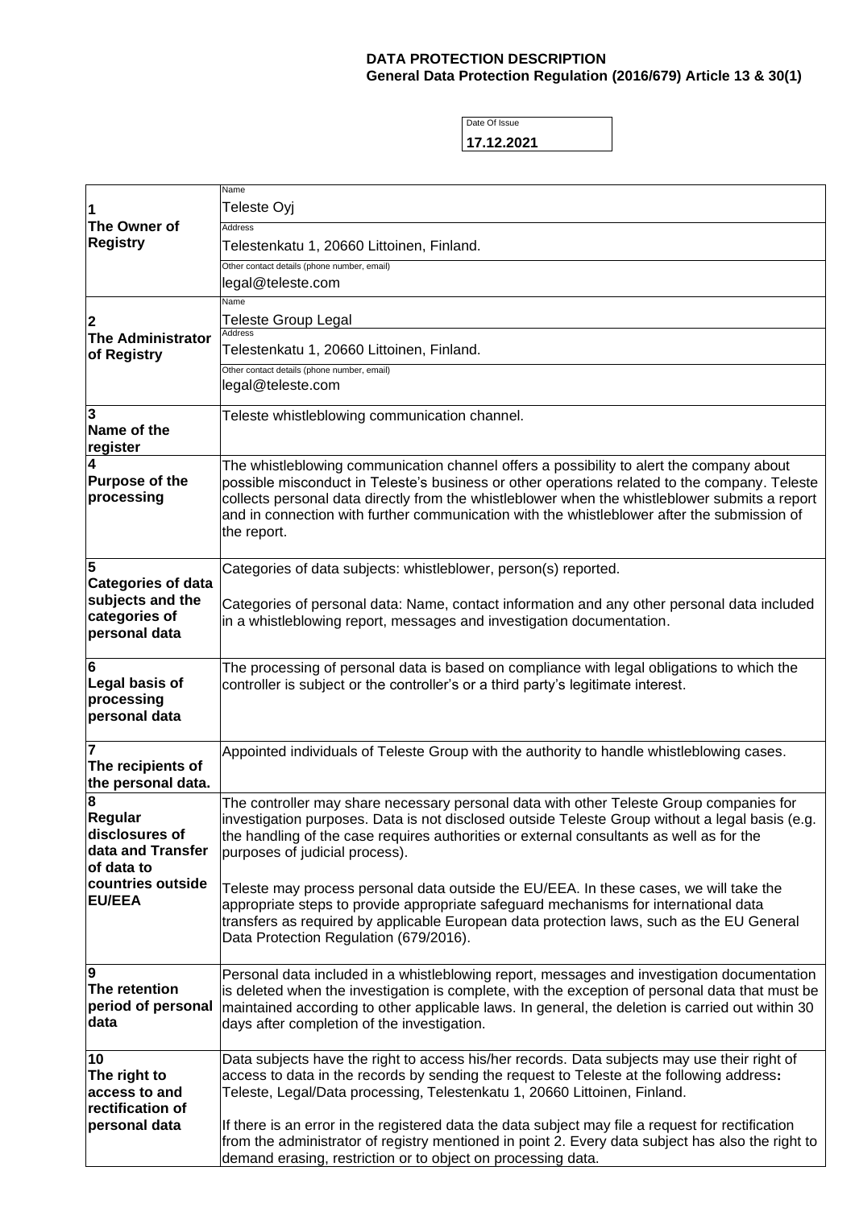**DATA PROTECTION DESCRIPTION**
**General Data Protection Regulation (2016/679) Article 13 & 30(1)**

Date Of Issue
**17.12.2021**

| | |
|---|---|
| **1 The Owner of Registry** | Name: Teleste Oyj<br>Address: Telestenkatu 1, 20660 Littoinen, Finland.<br>Other contact details (phone number, email): legal@teleste.com |
| **2 The Administrator of Registry** | Name: Teleste Group Legal<br>Address: Telestenkatu 1, 20660 Littoinen, Finland.<br>Other contact details (phone number, email): legal@teleste.com |
| **3 Name of the register** | Teleste whistleblowing communication channel. |
| **4 Purpose of the processing** | The whistleblowing communication channel offers a possibility to alert the company about possible misconduct in Teleste's business or other operations related to the company. Teleste collects personal data directly from the whistleblower when the whistleblower submits a report and in connection with further communication with the whistleblower after the submission of the report. |
| **5 Categories of data subjects and the categories of personal data** | Categories of data subjects: whistleblower, person(s) reported.<br><br>Categories of personal data: Name, contact information and any other personal data included in a whistleblowing report, messages and investigation documentation. |
| **6 Legal basis of processing personal data** | The processing of personal data is based on compliance with legal obligations to which the controller is subject or the controller's or a third party's legitimate interest. |
| **7 The recipients of the personal data.** | Appointed individuals of Teleste Group with the authority to handle whistleblowing cases. |
| **8 Regular disclosures of data and Transfer of data to countries outside EU/EEA** | The controller may share necessary personal data with other Teleste Group companies for investigation purposes. Data is not disclosed outside Teleste Group without a legal basis (e.g. the handling of the case requires authorities or external consultants as well as for the purposes of judicial process).<br><br>Teleste may process personal data outside the EU/EEA. In these cases, we will take the appropriate steps to provide appropriate safeguard mechanisms for international data transfers as required by applicable European data protection laws, such as the EU General Data Protection Regulation (679/2016). |
| **9 The retention period of personal data** | Personal data included in a whistleblowing report, messages and investigation documentation is deleted when the investigation is complete, with the exception of personal data that must be maintained according to other applicable laws. In general, the deletion is carried out within 30 days after completion of the investigation. |
| **10 The right to access to and rectification of personal data** | Data subjects have the right to access his/her records. Data subjects may use their right of access to data in the records by sending the request to Teleste at the following address**:** Teleste, Legal/Data processing, Telestenkatu 1, 20660 Littoinen, Finland.<br><br>If there is an error in the registered data the data subject may file a request for rectification from the administrator of registry mentioned in point 2. Every data subject has also the right to demand erasing, restriction or to object on processing data. |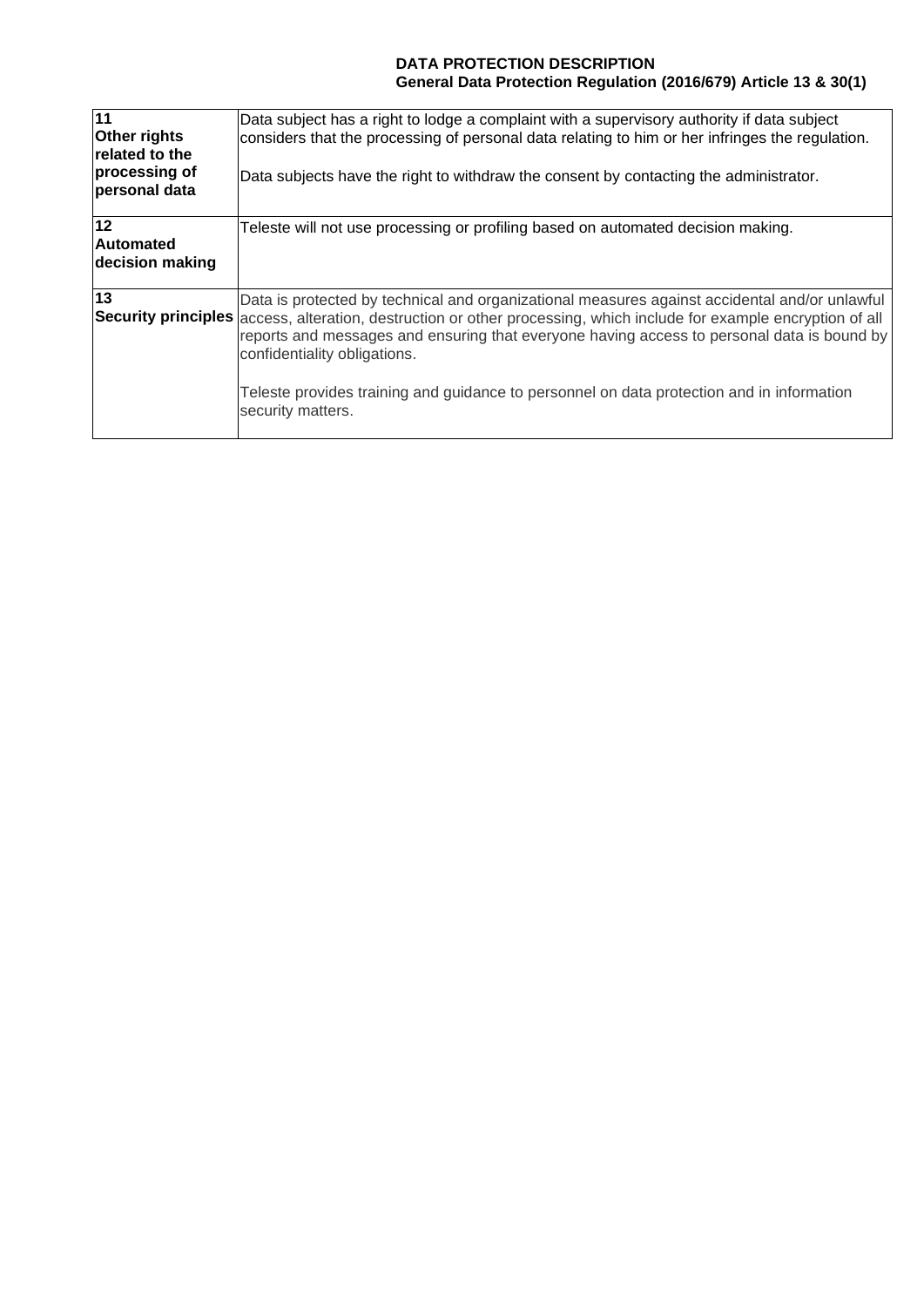**DATA PROTECTION DESCRIPTION**
**General Data Protection Regulation (2016/679) Article 13 & 30(1)**

| | |
|---|---|
| **11 Other rights related to the processing of personal data** | Data subject has a right to lodge a complaint with a supervisory authority if data subject considers that the processing of personal data relating to him or her infringes the regulation.<br><br>Data subjects have the right to withdraw the consent by contacting the administrator. |
| **12 Automated decision making** | Teleste will not use processing or profiling based on automated decision making. |
| **13 Security principles** | Data is protected by technical and organizational measures against accidental and/or unlawful access, alteration, destruction or other processing, which include for example encryption of all reports and messages and ensuring that everyone having access to personal data is bound by confidentiality obligations.<br><br>Teleste provides training and guidance to personnel on data protection and in information security matters. |